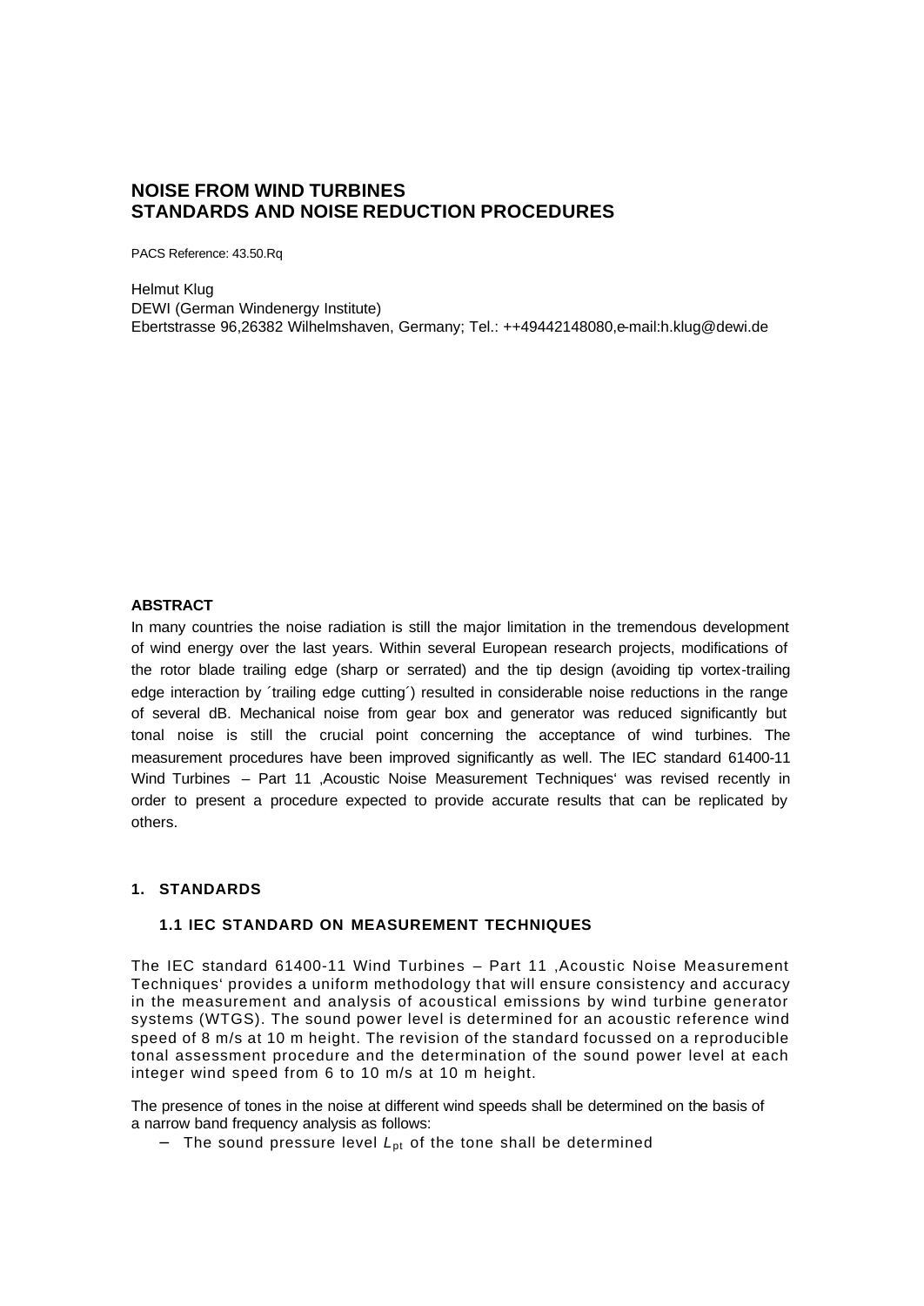# NOISE FROM WIND TURBINES
# STANDARDS AND NOISE REDUCTION PROCEDURES

PACS Reference: 43.50.Rq

Helmut Klug
DEWI (German Windenergy Institute)
Ebertstrasse 96,26382 Wilhelmshaven, Germany; Tel.: ++49442148080,e-mail:h.klug@dewi.de

## ABSTRACT

In many countries the noise radiation is still the major limitation in the tremendous development of wind energy over the last years. Within several European research projects, modifications of the rotor blade trailing edge (sharp or serrated) and the tip design (avoiding tip vortex-trailing edge interaction by ´trailing edge cutting´) resulted in considerable noise reductions in the range of several dB. Mechanical noise from gear box and generator was reduced significantly but tonal noise is still the crucial point concerning the acceptance of wind turbines. The measurement procedures have been improved significantly as well. The IEC standard 61400-11 Wind Turbines – Part 11 ‚Acoustic Noise Measurement Techniques' was revised recently in order to present a procedure expected to provide accurate results that can be replicated by others.

## 1. STANDARDS

### 1.1 IEC STANDARD ON MEASUREMENT TECHNIQUES

The IEC standard 61400-11 Wind Turbines – Part 11 ‚Acoustic Noise Measurement Techniques' provides a uniform methodology that will ensure consistency and accuracy in the measurement and analysis of acoustical emissions by wind turbine generator systems (WTGS). The sound power level is determined for an acoustic reference wind speed of 8 m/s at 10 m height. The revision of the standard focussed on a reproducible tonal assessment procedure and the determination of the sound power level at each integer wind speed from 6 to 10 m/s at 10 m height.

The presence of tones in the noise at different wind speeds shall be determined on the basis of a narrow band frequency analysis as follows:

- The sound pressure level $L_{pt}$ of the tone shall be determined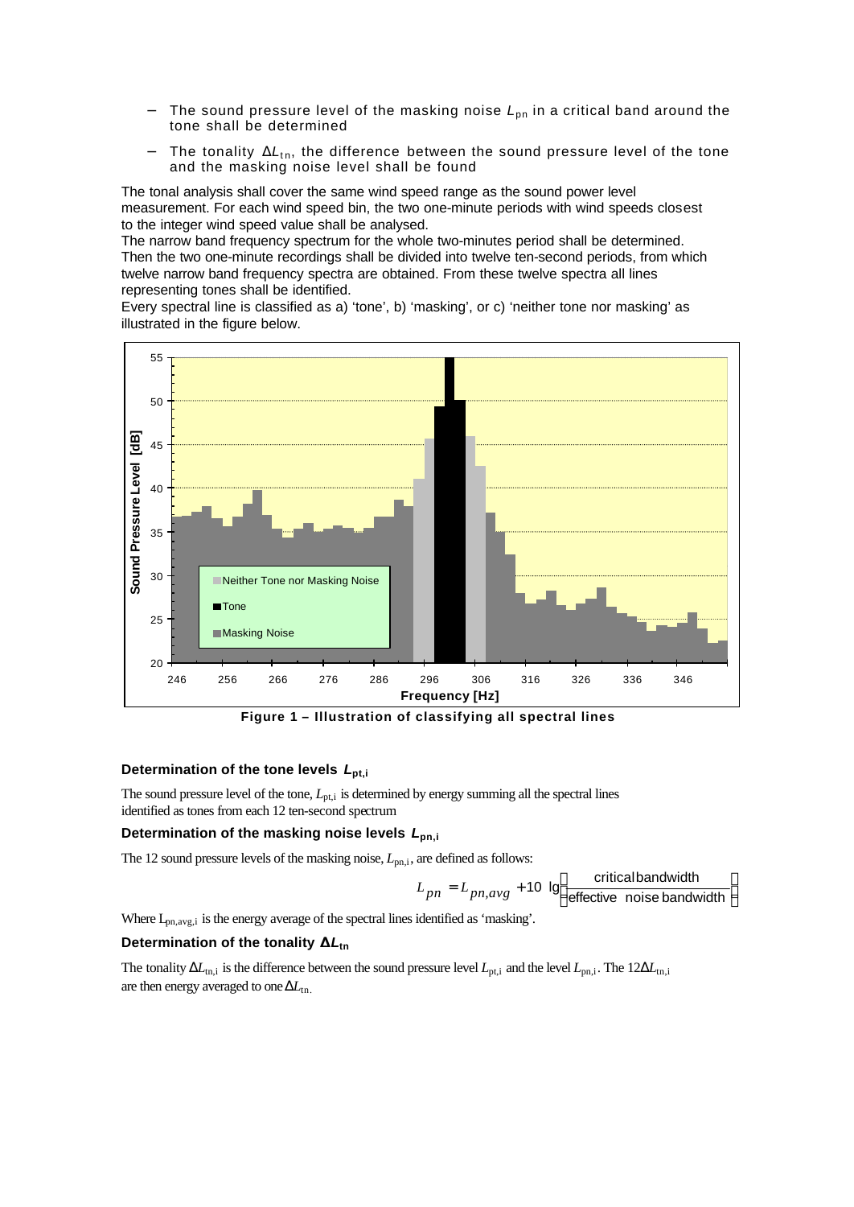- The sound pressure level of the masking noise $L_{pn}$ in a critical band around the tone shall be determined
- The tonality $\Delta L_{tn}$, the difference between the sound pressure level of the tone and the masking noise level shall be found

The tonal analysis shall cover the same wind speed range as the sound power level measurement. For each wind speed bin, the two one-minute periods with wind speeds closest to the integer wind speed value shall be analysed.
The narrow band frequency spectrum for the whole two-minutes period shall be determined. Then the two one-minute recordings shall be divided into twelve ten-second periods, from which twelve narrow band frequency spectra are obtained. From these twelve spectra all lines representing tones shall be identified.
Every spectral line is classified as a) 'tone', b) 'masking', or c) 'neither tone nor masking' as illustrated in the figure below.

**Figure 1 – Illustration of classifying all spectral lines**

### Determination of the tone levels $L_{pt,i}$

The sound pressure level of the tone, $L_{pt,i}$ is determined by energy summing all the spectral lines identified as tones from each 12 ten-second spectrum

### Determination of the masking noise levels $L_{pn,i}$

The 12 sound pressure levels of the masking noise, $L_{pn,i}$, are defined as follows:

$$L_{pn} = L_{pn,avg} + 10 \lg\left(\frac{\text{critical bandwidth}}{\text{effective noise bandwidth}}\right)$$

Where $L_{pn,avg,i}$ is the energy average of the spectral lines identified as 'masking'.

### Determination of the tonality $\Delta L_{tn}$

The tonality $\Delta L_{tn,i}$ is the difference between the sound pressure level $L_{pt,i}$ and the level $L_{pn,i}$. The 12$\Delta L_{tn,i}$ are then energy averaged to one $\Delta L_{tn}$.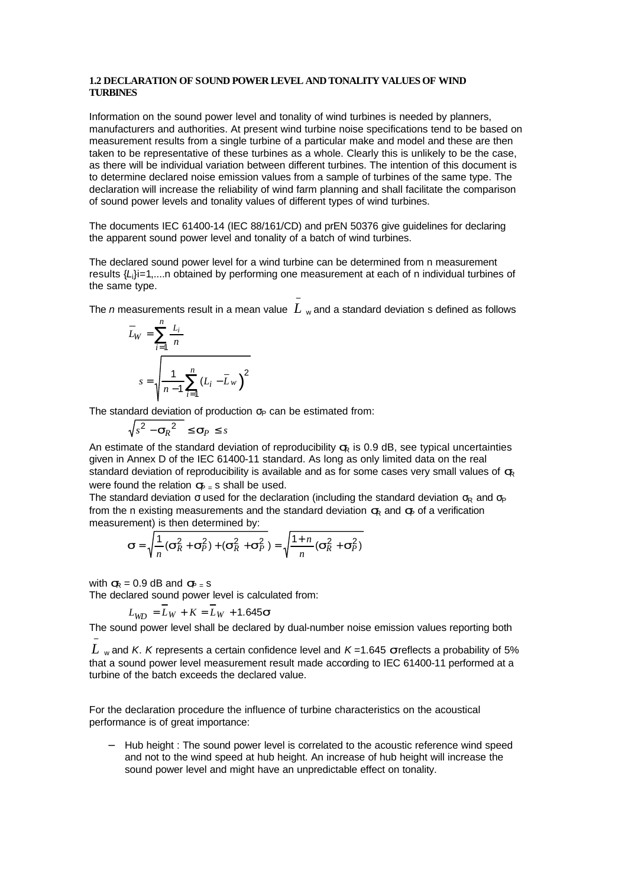### 1.2 DECLARATION OF SOUND POWER LEVEL AND TONALITY VALUES OF WIND TURBINES

Information on the sound power level and tonality of wind turbines is needed by planners, manufacturers and authorities. At present wind turbine noise specifications tend to be based on measurement results from a single turbine of a particular make and model and these are then taken to be representative of these turbines as a whole. Clearly this is unlikely to be the case, as there will be individual variation between different turbines. The intention of this document is to determine declared noise emission values from a sample of turbines of the same type. The declaration will increase the reliability of wind farm planning and shall facilitate the comparison of sound power levels and tonality values of different types of wind turbines.

The documents IEC 61400-14 (IEC 88/161/CD) and prEN 50376 give guidelines for declaring the apparent sound power level and tonality of a batch of wind turbines.

The declared sound power level for a wind turbine can be determined from n measurement results $\{L_i\}$i=1,....n obtained by performing one measurement at each of n individual turbines of the same type.

The *n* measurements result in a mean value $\bar{L}_w$ and a standard deviation s defined as follows

$$\bar{L}_W = \sum_{i=1}^{n} \frac{L_i}{n}$$

$$s = \sqrt{\frac{1}{n-1}\sum_{i=1}^{n}(L_i - \bar{L}_w)^2}$$

The standard deviation of production $\sigma_P$ can be estimated from:

$$\sqrt{s^2 - \sigma_R^{\,2}} \le \sigma_P \le s$$

An estimate of the standard deviation of reproducibility $\sigma_R$ is 0.9 dB, see typical uncertainties given in Annex D of the IEC 61400-11 standard. As long as only limited data on the real standard deviation of reproducibility is available and as for some cases very small values of $\sigma_R$ were found the relation $\sigma_P = s$ shall be used.

The standard deviation σ used for the declaration (including the standard deviation $\sigma_R$ and $\sigma_P$ from the n existing measurements and the standard deviation $\sigma_R$ and $\sigma_P$ of a verification measurement) is then determined by:

$$\sigma = \sqrt{\frac{1}{n}(\sigma_R^2 + \sigma_P^2) + (\sigma_R^2 + \sigma_P^2)} = \sqrt{\frac{1+n}{n}(\sigma_R^2 + \sigma_P^2)}$$

with $\sigma_R = 0.9$ dB and $\sigma_P = s$

The declared sound power level is calculated from:

$$L_{WD} = \bar{L}_W + K = \bar{L}_W + 1.645\sigma$$

The sound power level shall be declared by dual-number noise emission values reporting both $\bar{L}_w$ and *K*. *K* represents a certain confidence level and $K = 1.645\ \sigma$ reflects a probability of 5% that a sound power level measurement result made according to IEC 61400-11 performed at a turbine of the batch exceeds the declared value.

For the declaration procedure the influence of turbine characteristics on the acoustical performance is of great importance:

- Hub height : The sound power level is correlated to the acoustic reference wind speed and not to the wind speed at hub height. An increase of hub height will increase the sound power level and might have an unpredictable effect on tonality.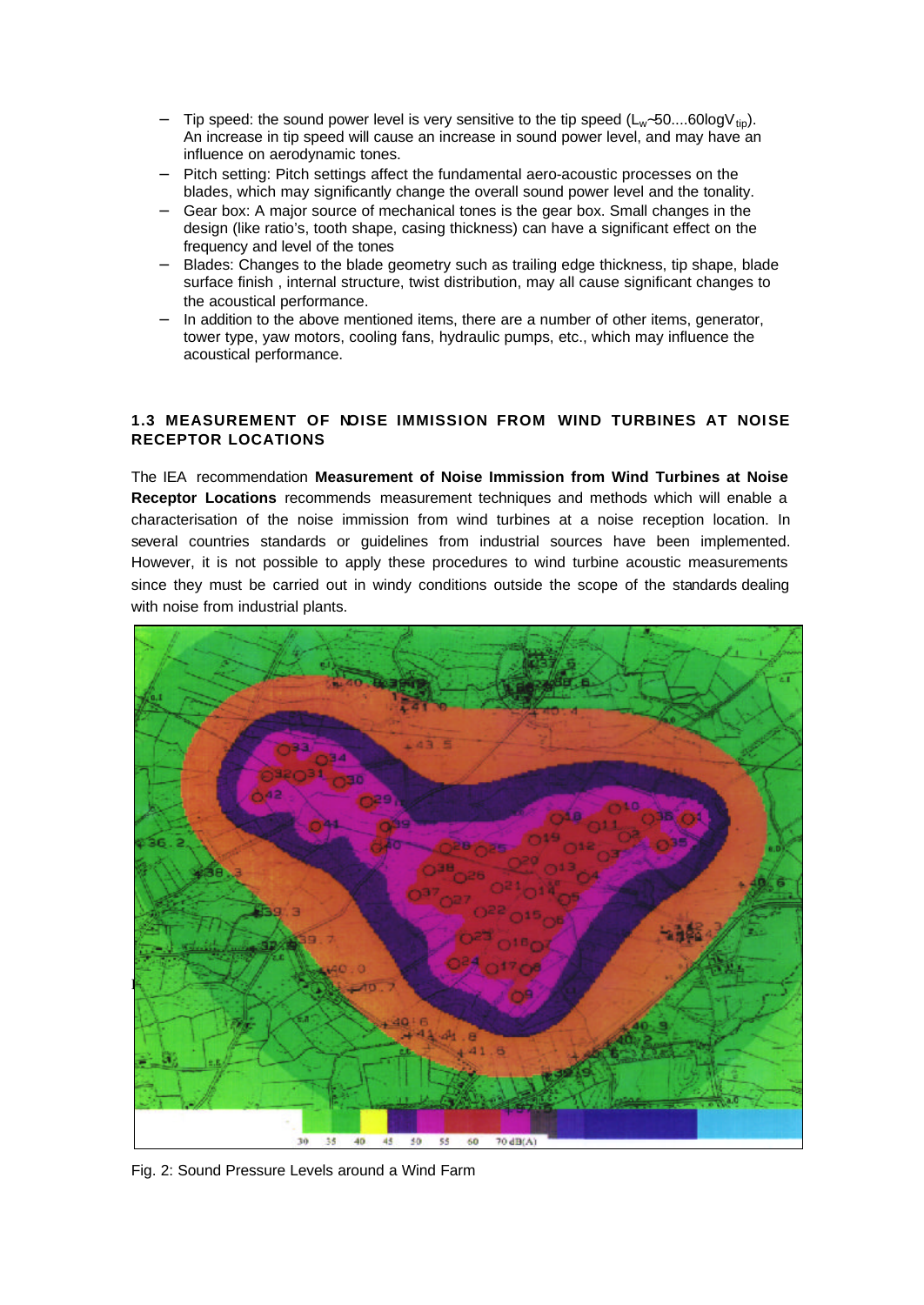- Tip speed: the sound power level is very sensitive to the tip speed ($L_w$~50....60log$V_{tip}$). An increase in tip speed will cause an increase in sound power level, and may have an influence on aerodynamic tones.
- Pitch setting: Pitch settings affect the fundamental aero-acoustic processes on the blades, which may significantly change the overall sound power level and the tonality.
- Gear box: A major source of mechanical tones is the gear box. Small changes in the design (like ratio's, tooth shape, casing thickness) can have a significant effect on the frequency and level of the tones
- Blades: Changes to the blade geometry such as trailing edge thickness, tip shape, blade surface finish , internal structure, twist distribution, may all cause significant changes to the acoustical performance.
- In addition to the above mentioned items, there are a number of other items, generator, tower type, yaw motors, cooling fans, hydraulic pumps, etc., which may influence the acoustical performance.

### 1.3 MEASUREMENT OF NOISE IMMISSION FROM WIND TURBINES AT NOISE RECEPTOR LOCATIONS

The IEA recommendation **Measurement of Noise Immission from Wind Turbines at Noise Receptor Locations** recommends measurement techniques and methods which will enable a characterisation of the noise immission from wind turbines at a noise reception location. In several countries standards or guidelines from industrial sources have been implemented. However, it is not possible to apply these procedures to wind turbine acoustic measurements since they must be carried out in windy conditions outside the scope of the standards dealing with noise from industrial plants.

Fig. 2: Sound Pressure Levels around a Wind Farm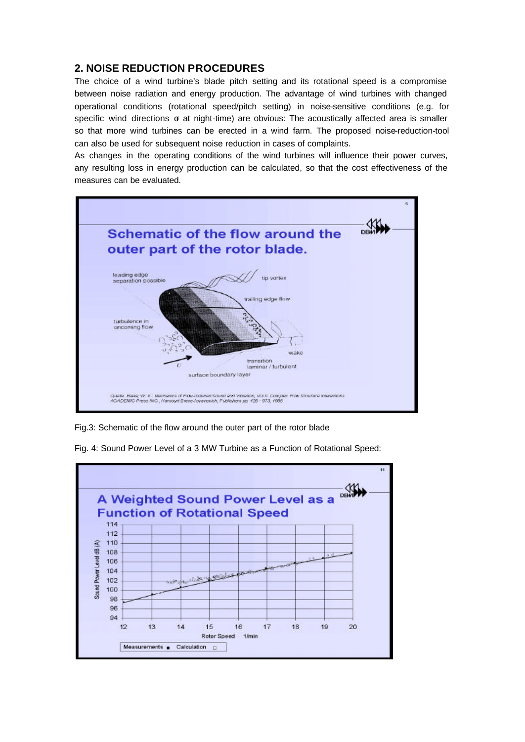## 2. NOISE REDUCTION PROCEDURES

The choice of a wind turbine's blade pitch setting and its rotational speed is a compromise between noise radiation and energy production. The advantage of wind turbines with changed operational conditions (rotational speed/pitch setting) in noise-sensitive conditions (e.g. for specific wind directions or at night-time) are obvious: The acoustically affected area is smaller so that more wind turbines can be erected in a wind farm. The proposed noise-reduction-tool can also be used for subsequent noise reduction in cases of complaints.

As changes in the operating conditions of the wind turbines will influence their power curves, any resulting loss in energy production can be calculated, so that the cost effectiveness of the measures can be evaluated.

Fig.3: Schematic of the flow around the outer part of the rotor blade

Fig. 4: Sound Power Level of a 3 MW Turbine as a Function of Rotational Speed: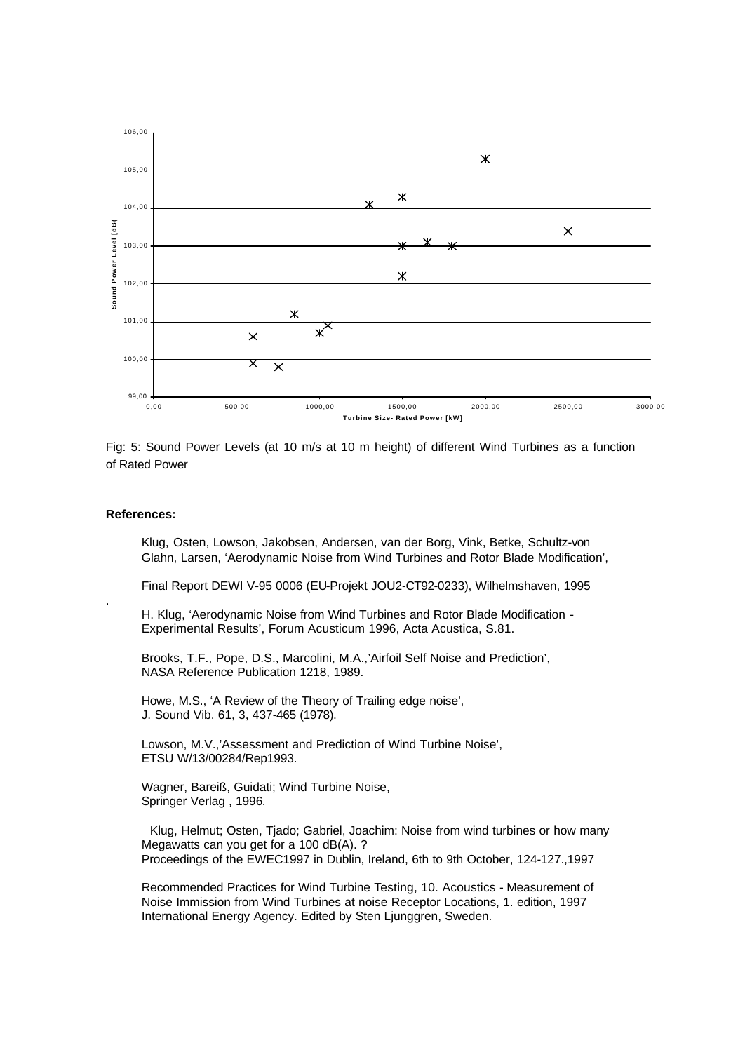106,00

105,00

104,00

103,00

102,00

101,00

100,00

99,00

Sound Power Level [dB(

0,00 500,00 1000,00 1500,00 2000,00 2500,00 3000,00

Turbine Size- Rated Power [kW]

Fig: 5: Sound Power Levels (at 10 m/s at 10 m height) of different Wind Turbines as a function of Rated Power

**References:**

Klug, Osten, Lowson, Jakobsen, Andersen, van der Borg, Vink, Betke, Schultz-von Glahn, Larsen, 'Aerodynamic Noise from Wind Turbines and Rotor Blade Modification',

Final Report DEWI V-95 0006 (EU-Projekt JOU2-CT92-0233), Wilhelmshaven, 1995

H. Klug, 'Aerodynamic Noise from Wind Turbines and Rotor Blade Modification - Experimental Results', Forum Acusticum 1996, Acta Acustica, S.81.

Brooks, T.F., Pope, D.S., Marcolini, M.A.,'Airfoil Self Noise and Prediction', NASA Reference Publication 1218, 1989.

Howe, M.S., 'A Review of the Theory of Trailing edge noise', J. Sound Vib. 61, 3, 437-465 (1978).

Lowson, M.V.,'Assessment and Prediction of Wind Turbine Noise', ETSU W/13/00284/Rep1993.

Wagner, Bareiß, Guidati; Wind Turbine Noise, Springer Verlag , 1996.

Klug, Helmut; Osten, Tjado; Gabriel, Joachim: Noise from wind turbines or how many Megawatts can you get for a 100 dB(A). ?
Proceedings of the EWEC1997 in Dublin, Ireland, 6th to 9th October, 124-127.,1997

Recommended Practices for Wind Turbine Testing, 10. Acoustics - Measurement of Noise Immission from Wind Turbines at noise Receptor Locations, 1. edition, 1997 International Energy Agency. Edited by Sten Ljunggren, Sweden.